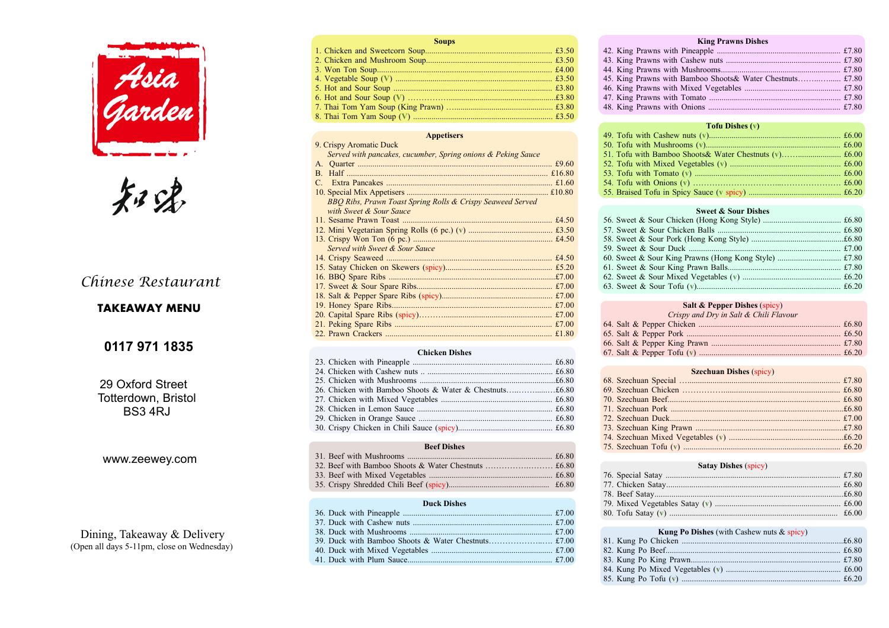# Asia Garden

知味

Chinese Restaurant

**TAKEAWAY MENU**

**0117 971 1835**

29 Oxford Street
Totterdown, Bristol
BS3 4RJ

www.zeewey.com

Dining, Takeaway & Delivery
(Open all days 5-11pm, close on Wednesday)

## Soups

1. Chicken and Sweetcorn Soup ... £3.50
2. Chicken and Mushroom Soup ... £3.50
3. Won Ton Soup ... £4.00
4. Vegetable Soup (V) ... £3.50
5. Hot and Sour Soup ... £3.80
6. Hot and Sour Soup (V) ... £3.80
7. Thai Tom Yam Soup (King Prawn) ... £3.80
8. Thai Tom Yam Soup (V) ... £3.50

## Appetisers

9. Crispy Aromatic Duck
   *Served with pancakes, cucumber, Spring onions & Peking Sauce*
   A. Quarter ... £9.60
   B. Half ... £16.80
   C. Extra Pancakes ... £1.60
10. Special Mix Appetisers ... £10.80
    *BBQ Ribs, Prawn Toast Spring Rolls & Crispy Seaweed Served with Sweet & Sour Sauce*
11. Sesame Prawn Toast ... £4.50
12. Mini Vegetarian Spring Rolls (6 pc.) (v) ... £3.50
13. Crispy Won Ton (6 pc.) ... £4.50
    *Served with Sweet & Sour Sauce*
14. Crispy Seaweed ... £4.50
15. Satay Chicken on Skewers (spicy) ... £5.20
16. BBQ Spare Ribs ... £7.00
17. Sweet & Sour Spare Ribs ... £7.00
18. Salt & Pepper Spare Ribs (spicy) ... £7.00
19. Honey Spare Ribs ... £7.00
20. Capital Spare Ribs (spicy) ... £7.00
21. Peking Spare Ribs ... £7.00
22. Prawn Crackers ... £1.80

## Chicken Dishes

23. Chicken with Pineapple ... £6.80
24. Chicken with Cashew nuts ... £6.80
25. Chicken with Mushrooms ... £6.80
26. Chicken with Bamboo Shoots & Water & Chestnuts ... £6.80
27. Chicken with Mixed Vegetables ... £6.80
28. Chicken in Lemon Sauce ... £6.80
29. Chicken in Orange Sauce ... £6.80
30. Crispy Chicken in Chili Sauce (spicy) ... £6.80

## Beef Dishes

31. Beef with Mushrooms ... £6.80
32. Beef with Bamboo Shoots & Water Chestnuts ... £6.80
33. Beef with Mixed Vegetables ... £6.80
35. Crispy Shredded Chili Beef (spicy) ... £6.80

## Duck Dishes

36. Duck with Pineapple ... £7.00
37. Duck with Cashew nuts ... £7.00
38. Duck with Mushrooms ... £7.00
39. Duck with Bamboo Shoots & Water Chestnuts ... £7.00
40. Duck with Mixed Vegetables ... £7.00
41. Duck with Plum Sauce ... £7.00

## King Prawns Dishes

42. King Prawns with Pineapple ... £7.80
43. King Prawns with Cashew nuts ... £7.80
44. King Prawns with Mushrooms ... £7.80
45. King Prawns with Bamboo Shoots& Water Chestnuts ... £7.80
46. King Prawns with Mixed Vegetables ... £7.80
47. King Prawns with Tomato ... £7.80
48. King Prawns with Onions ... £7.80

## Tofu Dishes (v)

49. Tofu with Cashew nuts (v) ... £6.00
50. Tofu with Mushrooms (v) ... £6.00
51. Tofu with Bamboo Shoots& Water Chestnuts (v) ... £6.00
52. Tofu with Mixed Vegetables (v) ... £6.00
53. Tofu with Tomato (v) ... £6.00
54. Tofu with Onions (v) ... £6.00
55. Braised Tofu in Spicy Sauce (v spicy) ... £6.20

## Sweet & Sour Dishes

56. Sweet & Sour Chicken (Hong Kong Style) ... £6.80
57. Sweet & Sour Chicken Balls ... £6.80
58. Sweet & Sour Pork (Hong Kong Style) ... £6.80
59. Sweet & Sour Duck ... £7.00
60. Sweet & Sour King Prawns (Hong Kong Style) ... £7.80
61. Sweet & Sour King Prawn Balls ... £7.80
62. Sweet & Sour Mixed Vegetables (v) ... £6.20
63. Sweet & Sour Tofu (v) ... £6.20

## Salt & Pepper Dishes (spicy)

*Crispy and Dry in Salt & Chili Flavour*

64. Salt & Pepper Chicken ... £6.80
65. Salt & Pepper Pork ... £6.50
66. Salt & Pepper King Prawn ... £7.80
67. Salt & Pepper Tofu (v) ... £6.20

## Szechuan Dishes (spicy)

68. Szechuan Special ... £7.80
69. Szechuan Chicken ... £6.80
70. Szechuan Beef ... £6.80
71. Szechuan Pork ... £6.80
72. Szechuan Duck ... £7.00
73. Szechuan King Prawn ... £7.80
74. Szechuan Mixed Vegetables (v) ... £6.20
75. Szechuan Tofu (v) ... £6.20

## Satay Dishes (spicy)

76. Special Satay ... £7.80
77. Chicken Satay ... £6.80
78. Beef Satay ... £6.80
79. Mixed Vegetables Satay (v) ... £6.00
80. Tofu Satay (v) ... £6.00

## Kung Po Dishes (with Cashew nuts & spicy)

81. Kung Po Chicken ... £6.80
82. Kung Po Beef ... £6.80
83. Kung Po King Prawn ... £7.80
84. Kung Po Mixed Vegetables (v) ... £6.00
85. Kung Po Tofu (v) ... £6.20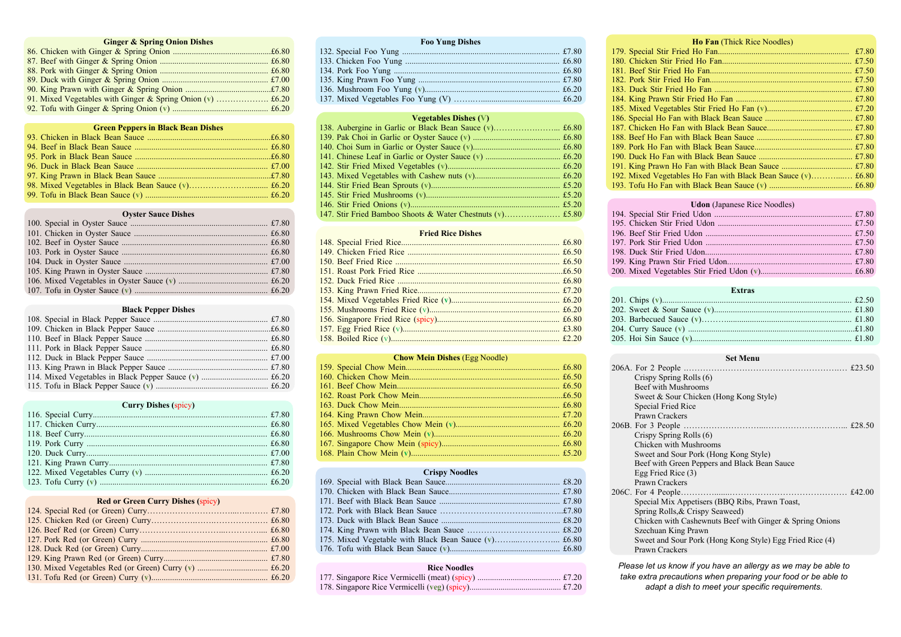## Ginger & Spring Onion Dishes

86. Chicken with Ginger & Spring Onion £6.80
87. Beef with Ginger & Spring Onion £6.80
88. Pork with Ginger & Spring Onion £6.80
89. Duck with Ginger & Spring Onion £7.00
90. King Prawn with Ginger & Spring Onion £7.80
91. Mixed Vegetables with Ginger & Spring Onion (v) £6.20
92. Tofu with Ginger & Spring Onion (v) £6.20

## Green Peppers in Black Bean Dishes

93. Chicken in Black Bean Sauce £6.80
94. Beef in Black Bean Sauce £6.80
95. Pork in Black Bean Sauce £6.80
96. Duck in Black Bean Sauce £7.00
97. King Prawn in Black Bean Sauce £7.80
98. Mixed Vegetables in Black Bean Sauce (v) £6.20
99. Tofu in Black Bean Sauce (v) £6.20

## Oyster Sauce Dishes

100. Special in Oyster Sauce £7.80
101. Chicken in Oyster Sauce £6.80
102. Beef in Oyster Sauce £6.80
103. Pork in Oyster Sauce £6.80
104. Duck in Oyster Sauce £7.00
105. King Prawn in Oyster Sauce £7.80
106. Mixed Vegetables in Oyster Sauce (v) £6.20
107. Tofu in Oyster Sauce (v) £6.20

## Black Pepper Dishes

108. Special in Black Pepper Sauce £7.80
109. Chicken in Black Pepper Sauce £6.80
110. Beef in Black Pepper Sauce £6.80
111. Pork in Black Pepper Sauce £6.80
112. Duck in Black Pepper Sauce £7.00
113. King Prawn in Black Pepper Sauce £7.80
114. Mixed Vegetables in Black Pepper Sauce (v) £6.20
115. Tofu in Black Pepper Sauce (v) £6.20

## Curry Dishes (spicy)

116. Special Curry £7.80
117. Chicken Curry £6.80
118. Beef Curry £6.80
119. Pork Curry £6.80
120. Duck Curry £7.00
121. King Prawn Curry £7.80
122. Mixed Vegetables Curry (v) £6.20
123. Tofu Curry (v) £6.20

## Red or Green Curry Dishes (spicy)

124. Special Red (or Green) Curry £7.80
125. Chicken Red (or Green) Curry £6.80
126. Beef Red (or Green) Curry £6.80
127. Pork Red (or Green) Curry £6.80
128. Duck Red (or Green) Curry £7.00
129. King Prawn Red (or Green) Curry £7.80
130. Mixed Vegetables Red (or Green) Curry (v) £6.20
131. Tofu Red (or Green) Curry (v) £6.20

## Foo Yung Dishes

132. Special Foo Yung £7.80
133. Chicken Foo Yung £6.80
134. Pork Foo Yung £6.80
135. King Prawn Foo Yung £7.80
136. Mushroom Foo Yung (v) £6.20
137. Mixed Vegetables Foo Yung (V) £6.20

## Vegetables Dishes (V)

138. Aubergine in Garlic or Black Bean Sauce (v) £6.80
139. Pak Choi in Garlic or Oyster Sauce (v) £6.80
140. Choi Sum in Garlic or Oyster Sauce (v) £6.80
141. Chinese Leaf in Garlic or Oyster Sauce (v) £6.20
142. Stir Fried Mixed Vegetables (v) £6.20
143. Mixed Vegetables with Cashew nuts (v) £6.20
144. Stir Fried Bean Sprouts (v) £5.20
145. Stir Fried Mushrooms (v) £5.20
146. Stir Fried Onions (v) £5.20
147. Stir Fried Bamboo Shoots & Water Chestnuts (v) £5.80

## Fried Rice Dishes

148. Special Fried Rice £6.80
149. Chicken Fried Rice £6.50
150. Beef Fried Rice £6.50
151. Roast Pork Fried Rice £6.50
152. Duck Fried Rice £6.80
153. King Prawn Fried Rice £7.20
154. Mixed Vegetables Fried Rice (v) £6.20
155. Mushrooms Fried Rice (v) £6.20
156. Singapore Fried Rice (spicy) £6.80
157. Egg Fried Rice (v) £3.80
158. Boiled Rice (v) £2.20

## Chow Mein Dishes (Egg Noodle)

159. Special Chow Mein £6.80
160. Chicken Chow Mein £6.50
161. Beef Chow Mein £6.50
162. Roast Pork Chow Mein £6.50
163. Duck Chow Mein £6.80
164. King Prawn Chow Mein £7.20
165. Mixed Vegetables Chow Mein (v) £6.20
166. Mushrooms Chow Mein (v) £6.20
167. Singapore Chow Mein (spicy) £6.80
168. Plain Chow Mein (v) £5.20

## Crispy Noodles

169. Special with Black Bean Sauce £8.20
170. Chicken with Black Bean Sauce £7.80
171. Beef with Black Bean Sauce £7.80
172. Pork with Black Bean Sauce £7.80
173. Duck with Black Bean Sauce £8.20
174. King Prawn with Black Bean Sauce £8.20
175. Mixed Vegetable with Black Bean Sauce (v) £6.80
176. Tofu with Black Bean Sauce (v) £6.80

## Rice Noodles

177. Singapore Rice Vermicelli (meat) (spicy) £7.20
178. Singapore Rice Vermicelli (veg) (spicy) £7.20

## Ho Fan (Thick Rice Noodles)

179. Special Stir Fried Ho Fan £7.80
180. Chicken Stir Fried Ho Fan £7.50
181. Beef Stir Fried Ho Fan £7.50
182. Pork Stir Fried Ho Fan £7.50
183. Duck Stir Fried Ho Fan £7.80
184. King Prawn Stir Fried Ho Fan £7.80
185. Mixed Vegetables Stir Fried Ho Fan (v) £7.20
186. Special Ho Fan with Black Bean Sauce £7.80
187. Chicken Ho Fan with Black Bean Sauce £7.80
188. Beef Ho Fan with Black Bean Sauce £7.80
189. Pork Ho Fan with Black Bean Sauce £7.80
190. Duck Ho Fan with Black Bean Sauce £7.80
191. King Prawn Ho Fan with Black Bean Sauce £7.80
192. Mixed Vegetables Ho Fan with Black Bean Sauce (v) £6.80
193. Tofu Ho Fan with Black Bean Sauce (v) £6.80

## Udon (Japanese Rice Noodles)

194. Special Stir Fried Udon £7.80
195. Chicken Stir Fried Udon £7.50
196. Beef Stir Fried Udon £7.50
197. Pork Stir Fried Udon £7.50
198. Duck Stir Fried Udon £7.80
199. King Prawn Stir Fried Udon £7.80
200. Mixed Vegetables Stir Fried Udon (v) £6.80

## Extras

201. Chips (v) £2.50
202. Sweet & Sour Sauce (v) £1.80
203. Barbecued Sauce (v) £1.80
204. Curry Sauce (v) £1.80
205. Hoi Sin Sauce (v) £1.80

## Set Menu

206A. For 2 People £23.50
- Crispy Spring Rolls (6)
- Beef with Mushrooms
- Sweet & Sour Chicken (Hong Kong Style)
- Special Fried Rice
- Prawn Crackers

206B. For 3 People £28.50
- Crispy Spring Rolls (6)
- Chicken with Mushrooms
- Sweet and Sour Pork (Hong Kong Style)
- Beef with Green Peppers and Black Bean Sauce
- Egg Fried Rice (3)
- Prawn Crackers

206C. For 4 People £42.00
- Special Mix Appetisers (BBQ Ribs, Prawn Toast, Spring Rolls,& Crispy Seaweed)
- Chicken with Cashewnuts Beef with Ginger & Spring Onions
- Szechuan King Prawn
- Sweet and Sour Pork (Hong Kong Style) Egg Fried Rice (4)
- Prawn Crackers

*Please let us know if you have an allergy as we may be able to take extra precautions when preparing your food or be able to adapt a dish to meet your specific requirements.*